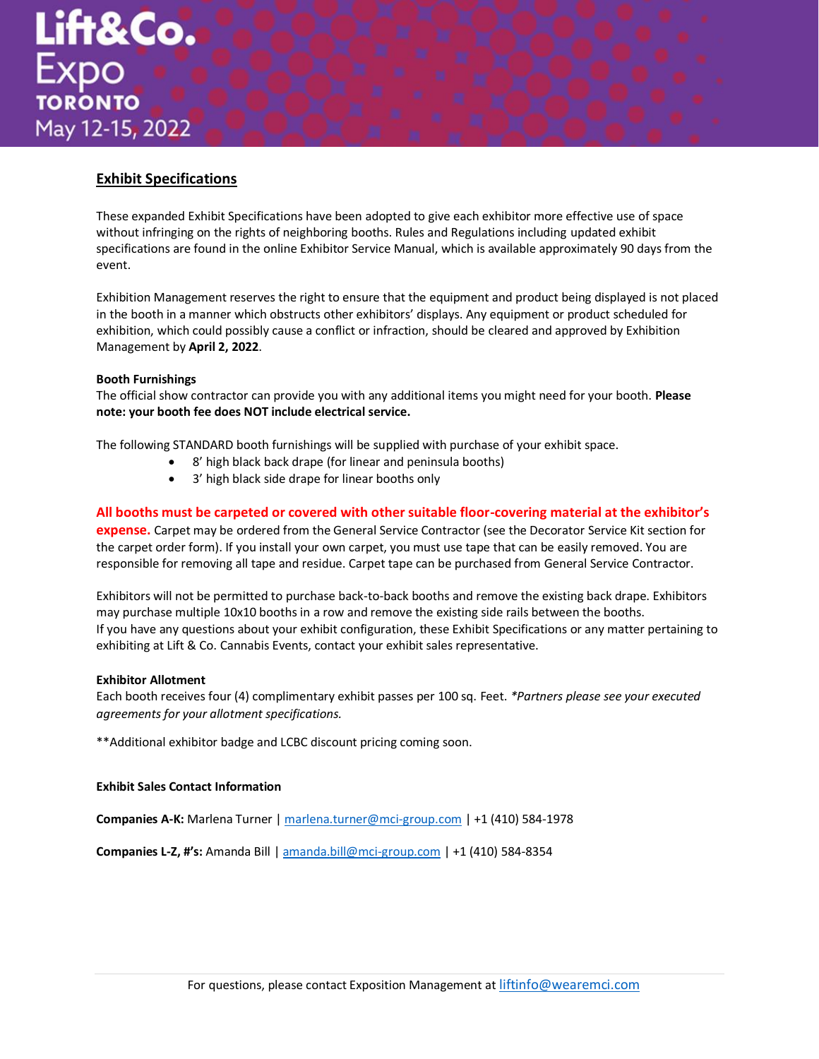Lift&Co. Expo TORONTO May 12-15, 2022

## Exhibit Specifications

These expanded Exhibit Specifications have been adopted to give each exhibitor more effective use of space without infringing on the rights of neighboring booths. Rules and Regulations including updated exhibit specifications are found in the online Exhibitor Service Manual, which is available approximately 90 days from the event.

Exhibition Management reserves the right to ensure that the equipment and product being displayed is not placed in the booth in a manner which obstructs other exhibitors' displays. Any equipment or product scheduled for exhibition, which could possibly cause a conflict or infraction, should be cleared and approved by Exhibition Management by **April 2, 2022**.

**Booth Furnishings**

The official show contractor can provide you with any additional items you might need for your booth. **Please note: your booth fee does NOT include electrical service.**

The following STANDARD booth furnishings will be supplied with purchase of your exhibit space.

- 8' high black back drape (for linear and peninsula booths)
- 3' high black side drape for linear booths only

**All booths must be carpeted or covered with other suitable floor-covering material at the exhibitor's expense.** Carpet may be ordered from the General Service Contractor (see the Decorator Service Kit section for the carpet order form). If you install your own carpet, you must use tape that can be easily removed. You are responsible for removing all tape and residue. Carpet tape can be purchased from General Service Contractor.

Exhibitors will not be permitted to purchase back-to-back booths and remove the existing back drape. Exhibitors may purchase multiple 10x10 booths in a row and remove the existing side rails between the booths.
If you have any questions about your exhibit configuration, these Exhibit Specifications or any matter pertaining to exhibiting at Lift & Co. Cannabis Events, contact your exhibit sales representative.

**Exhibitor Allotment**

Each booth receives four (4) complimentary exhibit passes per 100 sq. Feet. *\*Partners please see your executed agreements for your allotment specifications.*

\*\*Additional exhibitor badge and LCBC discount pricing coming soon.

**Exhibit Sales Contact Information**

**Companies A-K:** Marlena Turner | marlena.turner@mci-group.com | +1 (410) 584-1978

**Companies L-Z, #'s:** Amanda Bill | amanda.bill@mci-group.com | +1 (410) 584-8354

For questions, please contact Exposition Management at liftinfo@wearemci.com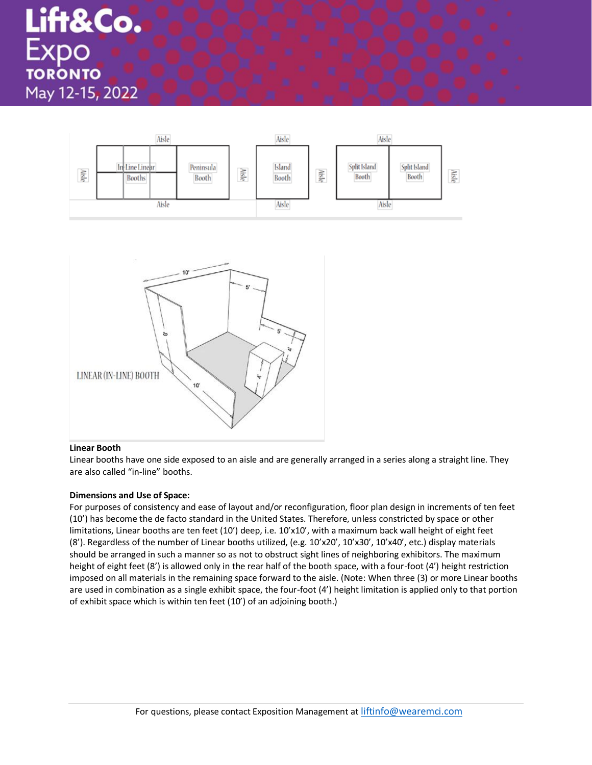**Linear Booth**

Linear booths have one side exposed to an aisle and are generally arranged in a series along a straight line. They are also called "in-line" booths.

**Dimensions and Use of Space:**

For purposes of consistency and ease of layout and/or reconfiguration, floor plan design in increments of ten feet (10') has become the de facto standard in the United States. Therefore, unless constricted by space or other limitations, Linear booths are ten feet (10') deep, i.e. 10'x10', with a maximum back wall height of eight feet (8'). Regardless of the number of Linear booths utilized, (e.g. 10'x20', 10'x30', 10'x40', etc.) display materials should be arranged in such a manner so as not to obstruct sight lines of neighboring exhibitors. The maximum height of eight feet (8') is allowed only in the rear half of the booth space, with a four-foot (4') height restriction imposed on all materials in the remaining space forward to the aisle. (Note: When three (3) or more Linear booths are used in combination as a single exhibit space, the four-foot (4') height limitation is applied only to that portion of exhibit space which is within ten feet (10') of an adjoining booth.)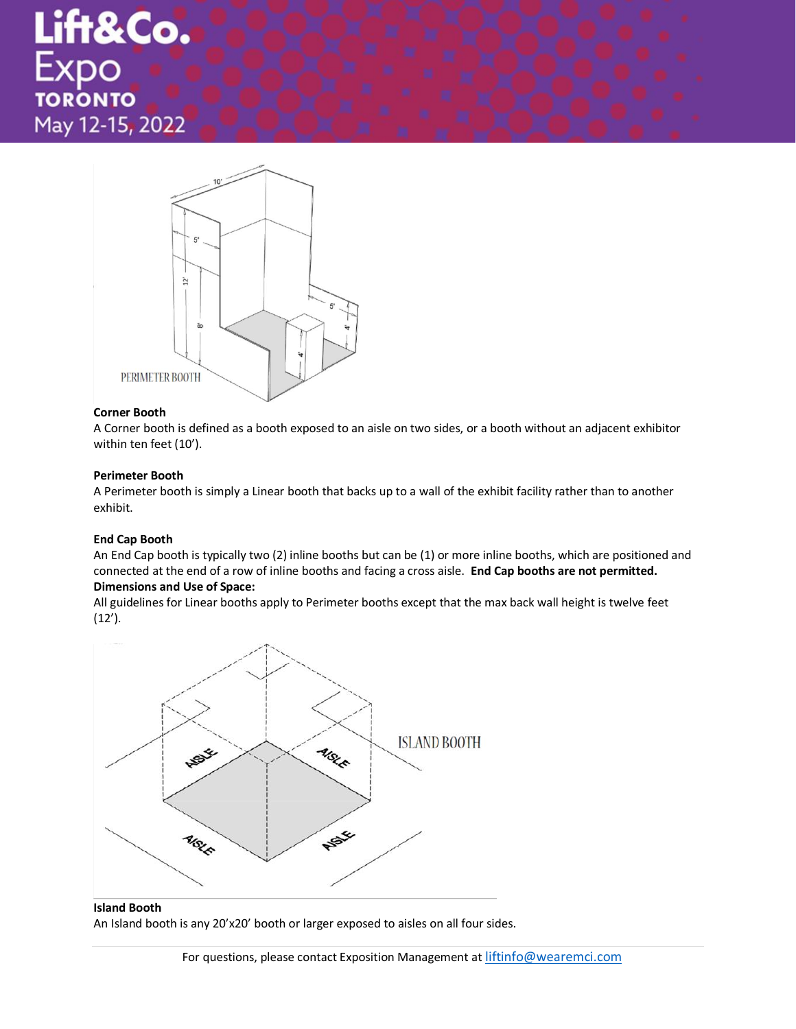**Corner Booth**

A Corner booth is defined as a booth exposed to an aisle on two sides, or a booth without an adjacent exhibitor within ten feet (10').

**Perimeter Booth**

A Perimeter booth is simply a Linear booth that backs up to a wall of the exhibit facility rather than to another exhibit.

**End Cap Booth**

An End Cap booth is typically two (2) inline booths but can be (1) or more inline booths, which are positioned and connected at the end of a row of inline booths and facing a cross aisle. **End Cap booths are not permitted.**

**Dimensions and Use of Space:**

All guidelines for Linear booths apply to Perimeter booths except that the max back wall height is twelve feet (12').

**Island Booth**

An Island booth is any 20'x20' booth or larger exposed to aisles on all four sides.

For questions, please contact Exposition Management at liftinfo@wearemci.com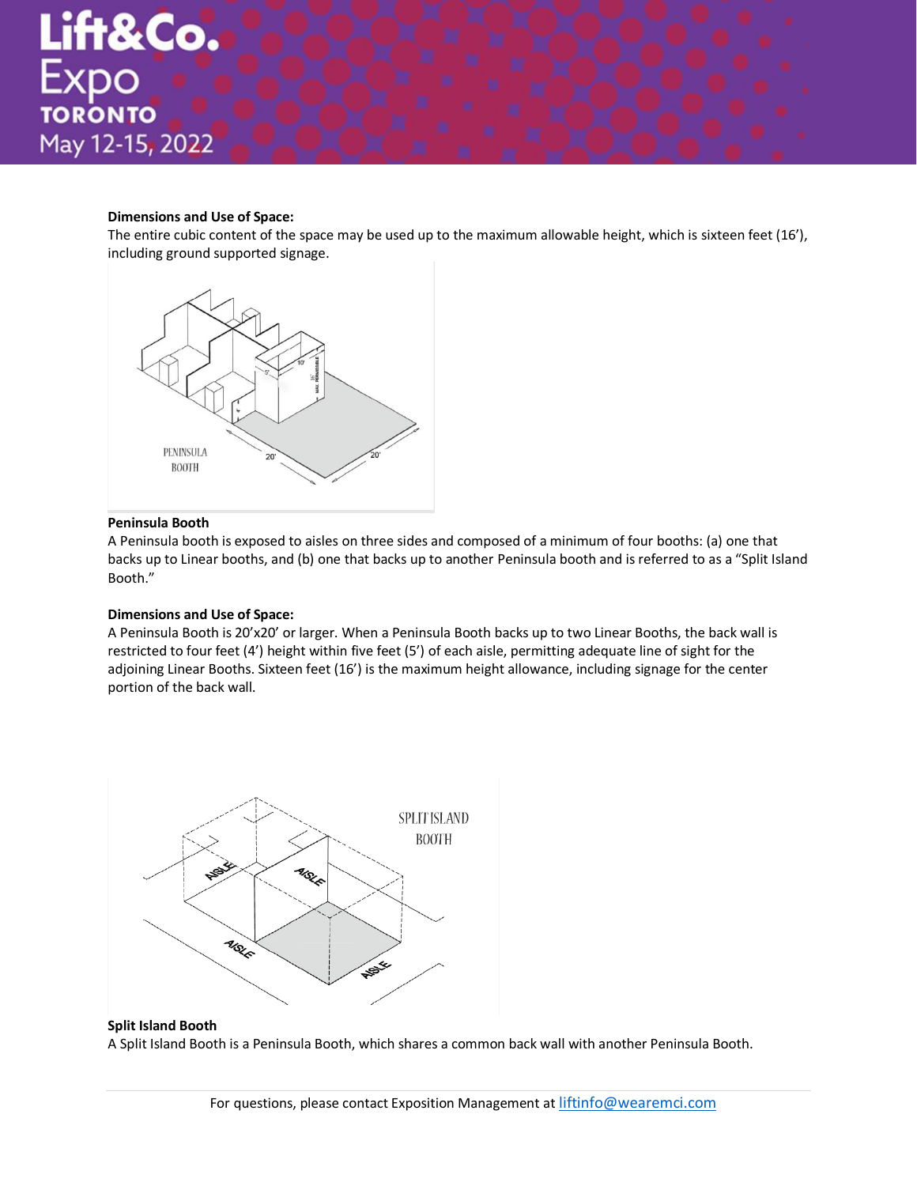**Dimensions and Use of Space:**
The entire cubic content of the space may be used up to the maximum allowable height, which is sixteen feet (16'), including ground supported signage.

**Peninsula Booth**
A Peninsula booth is exposed to aisles on three sides and composed of a minimum of four booths: (a) one that backs up to Linear booths, and (b) one that backs up to another Peninsula booth and is referred to as a "Split Island Booth."

**Dimensions and Use of Space:**
A Peninsula Booth is 20'x20' or larger. When a Peninsula Booth backs up to two Linear Booths, the back wall is restricted to four feet (4') height within five feet (5') of each aisle, permitting adequate line of sight for the adjoining Linear Booths. Sixteen feet (16') is the maximum height allowance, including signage for the center portion of the back wall.

**Split Island Booth**
A Split Island Booth is a Peninsula Booth, which shares a common back wall with another Peninsula Booth.

For questions, please contact Exposition Management at liftinfo@wearemci.com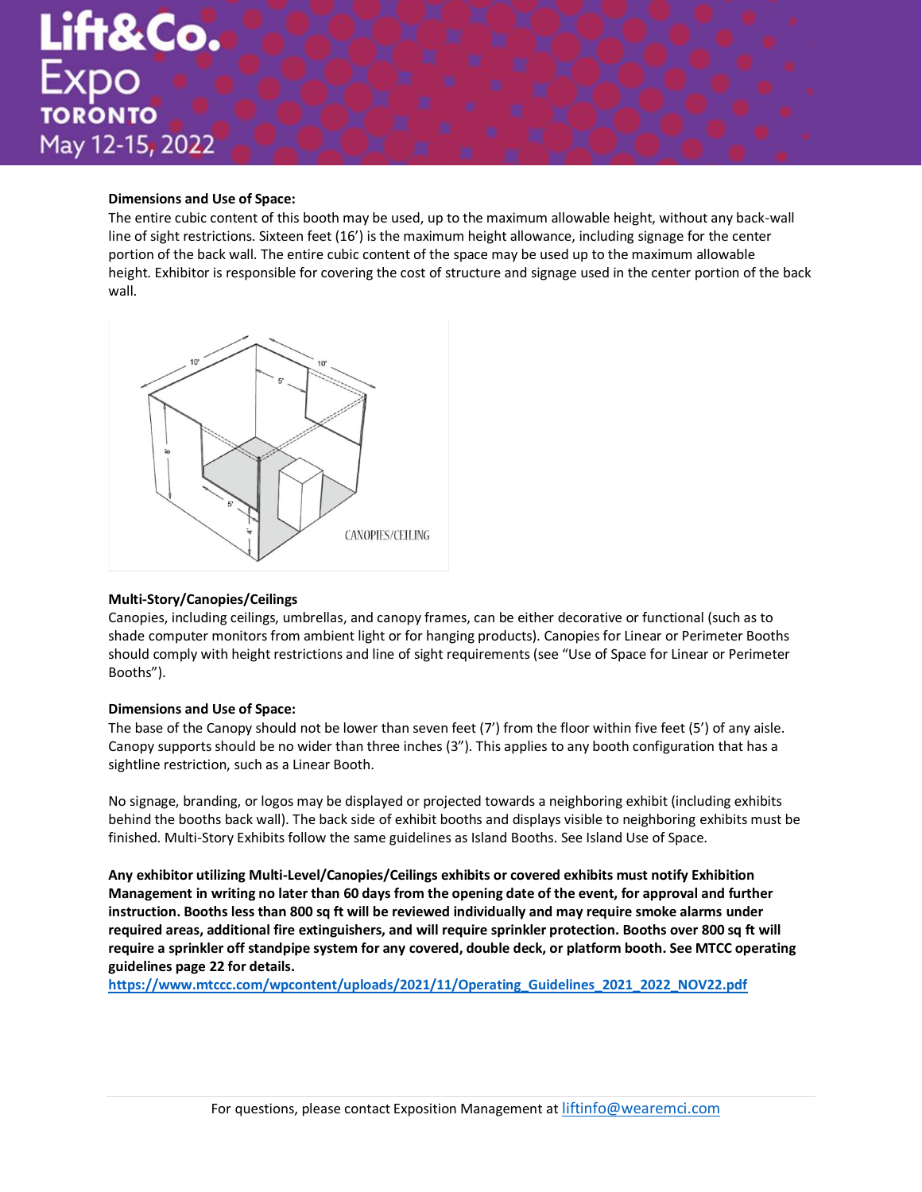**Dimensions and Use of Space:**

The entire cubic content of this booth may be used, up to the maximum allowable height, without any back-wall line of sight restrictions. Sixteen feet (16') is the maximum height allowance, including signage for the center portion of the back wall. The entire cubic content of the space may be used up to the maximum allowable height. Exhibitor is responsible for covering the cost of structure and signage used in the center portion of the back wall.

CANOPIES/CEILING

**Multi-Story/Canopies/Ceilings**

Canopies, including ceilings, umbrellas, and canopy frames, can be either decorative or functional (such as to shade computer monitors from ambient light or for hanging products). Canopies for Linear or Perimeter Booths should comply with height restrictions and line of sight requirements (see "Use of Space for Linear or Perimeter Booths").

**Dimensions and Use of Space:**

The base of the Canopy should not be lower than seven feet (7') from the floor within five feet (5') of any aisle. Canopy supports should be no wider than three inches (3"). This applies to any booth configuration that has a sightline restriction, such as a Linear Booth.

No signage, branding, or logos may be displayed or projected towards a neighboring exhibit (including exhibits behind the booths back wall). The back side of exhibit booths and displays visible to neighboring exhibits must be finished. Multi-Story Exhibits follow the same guidelines as Island Booths. See Island Use of Space.

**Any exhibitor utilizing Multi-Level/Canopies/Ceilings exhibits or covered exhibits must notify Exhibition Management in writing no later than 60 days from the opening date of the event, for approval and further instruction. Booths less than 800 sq ft will be reviewed individually and may require smoke alarms under required areas, additional fire extinguishers, and will require sprinkler protection. Booths over 800 sq ft will require a sprinkler off standpipe system for any covered, double deck, or platform booth. See MTCC operating guidelines page 22 for details.**

https://www.mtccc.com/wpcontent/uploads/2021/11/Operating_Guidelines_2021_2022_NOV22.pdf

For questions, please contact Exposition Management at liftinfo@wearemci.com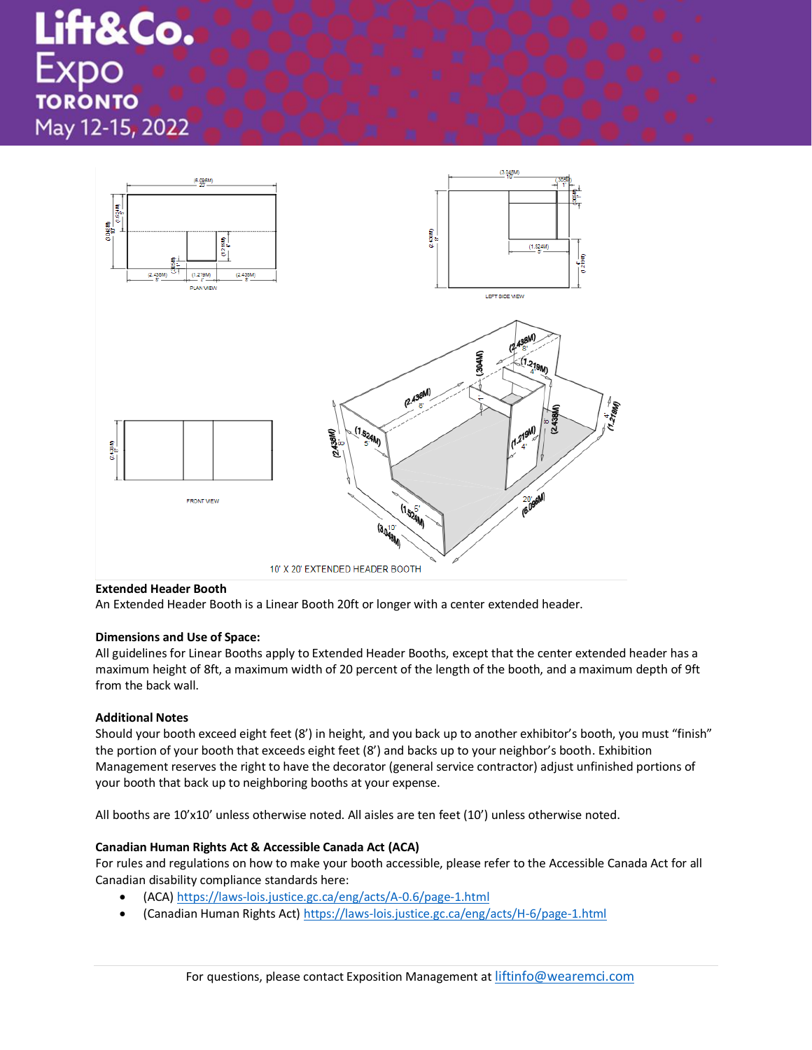10' X 20' EXTENDED HEADER BOOTH

**Extended Header Booth**
An Extended Header Booth is a Linear Booth 20ft or longer with a center extended header.

**Dimensions and Use of Space:**
All guidelines for Linear Booths apply to Extended Header Booths, except that the center extended header has a maximum height of 8ft, a maximum width of 20 percent of the length of the booth, and a maximum depth of 9ft from the back wall.

**Additional Notes**
Should your booth exceed eight feet (8') in height, and you back up to another exhibitor's booth, you must "finish" the portion of your booth that exceeds eight feet (8') and backs up to your neighbor's booth. Exhibition Management reserves the right to have the decorator (general service contractor) adjust unfinished portions of your booth that back up to neighboring booths at your expense.

All booths are 10'x10' unless otherwise noted. All aisles are ten feet (10') unless otherwise noted.

**Canadian Human Rights Act & Accessible Canada Act (ACA)**
For rules and regulations on how to make your booth accessible, please refer to the Accessible Canada Act for all Canadian disability compliance standards here:

- (ACA) https://laws-lois.justice.gc.ca/eng/acts/A-0.6/page-1.html
- (Canadian Human Rights Act) https://laws-lois.justice.gc.ca/eng/acts/H-6/page-1.html

For questions, please contact Exposition Management at liftinfo@wearemci.com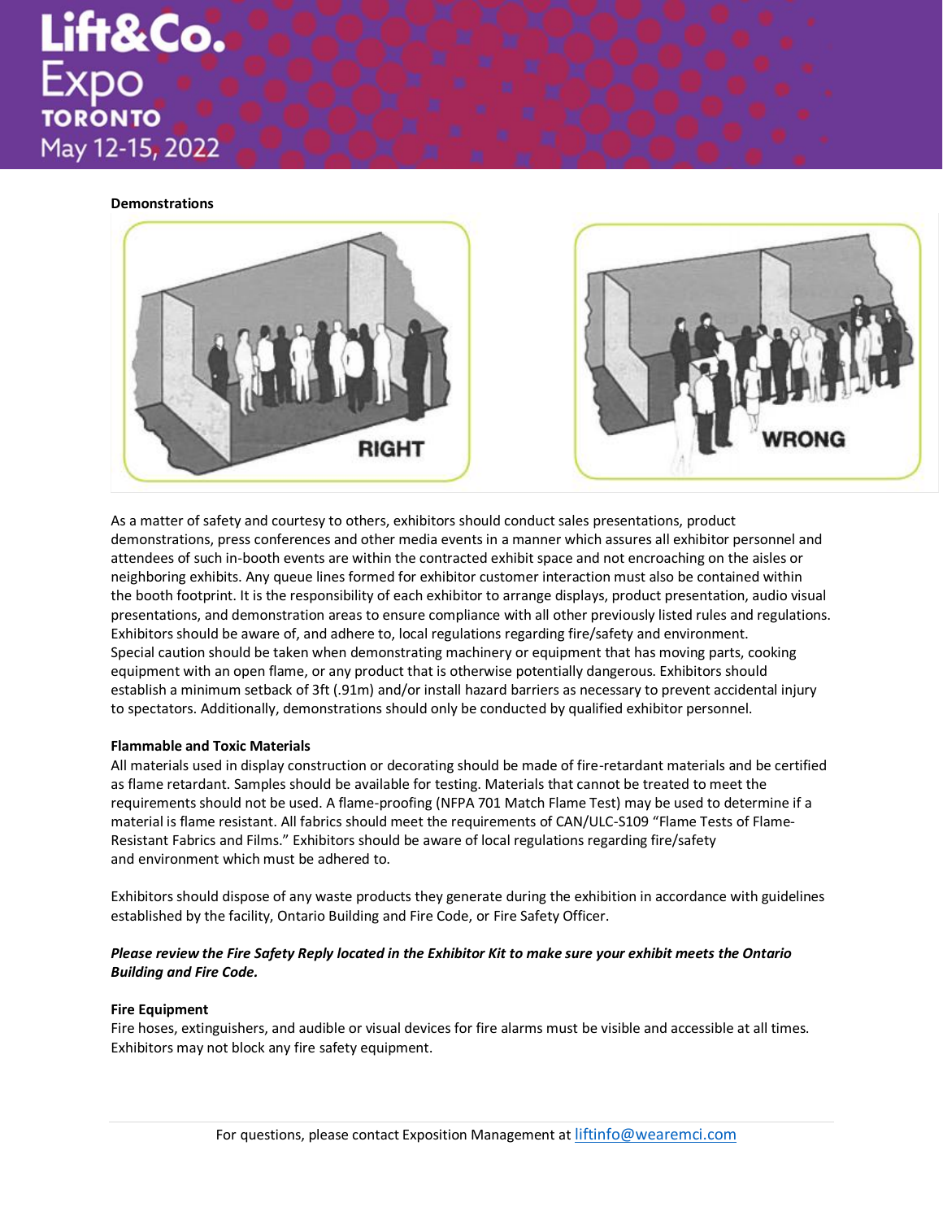**Demonstrations**

RIGHT

WRONG

As a matter of safety and courtesy to others, exhibitors should conduct sales presentations, product demonstrations, press conferences and other media events in a manner which assures all exhibitor personnel and attendees of such in-booth events are within the contracted exhibit space and not encroaching on the aisles or neighboring exhibits. Any queue lines formed for exhibitor customer interaction must also be contained within the booth footprint. It is the responsibility of each exhibitor to arrange displays, product presentation, audio visual presentations, and demonstration areas to ensure compliance with all other previously listed rules and regulations. Exhibitors should be aware of, and adhere to, local regulations regarding fire/safety and environment. Special caution should be taken when demonstrating machinery or equipment that has moving parts, cooking equipment with an open flame, or any product that is otherwise potentially dangerous. Exhibitors should establish a minimum setback of 3ft (.91m) and/or install hazard barriers as necessary to prevent accidental injury to spectators. Additionally, demonstrations should only be conducted by qualified exhibitor personnel.

**Flammable and Toxic Materials**

All materials used in display construction or decorating should be made of fire-retardant materials and be certified as flame retardant. Samples should be available for testing. Materials that cannot be treated to meet the requirements should not be used. A flame-proofing (NFPA 701 Match Flame Test) may be used to determine if a material is flame resistant. All fabrics should meet the requirements of CAN/ULC-S109 "Flame Tests of Flame-Resistant Fabrics and Films." Exhibitors should be aware of local regulations regarding fire/safety and environment which must be adhered to.

Exhibitors should dispose of any waste products they generate during the exhibition in accordance with guidelines established by the facility, Ontario Building and Fire Code, or Fire Safety Officer.

***Please review the Fire Safety Reply located in the Exhibitor Kit to make sure your exhibit meets the Ontario Building and Fire Code.***

**Fire Equipment**

Fire hoses, extinguishers, and audible or visual devices for fire alarms must be visible and accessible at all times. Exhibitors may not block any fire safety equipment.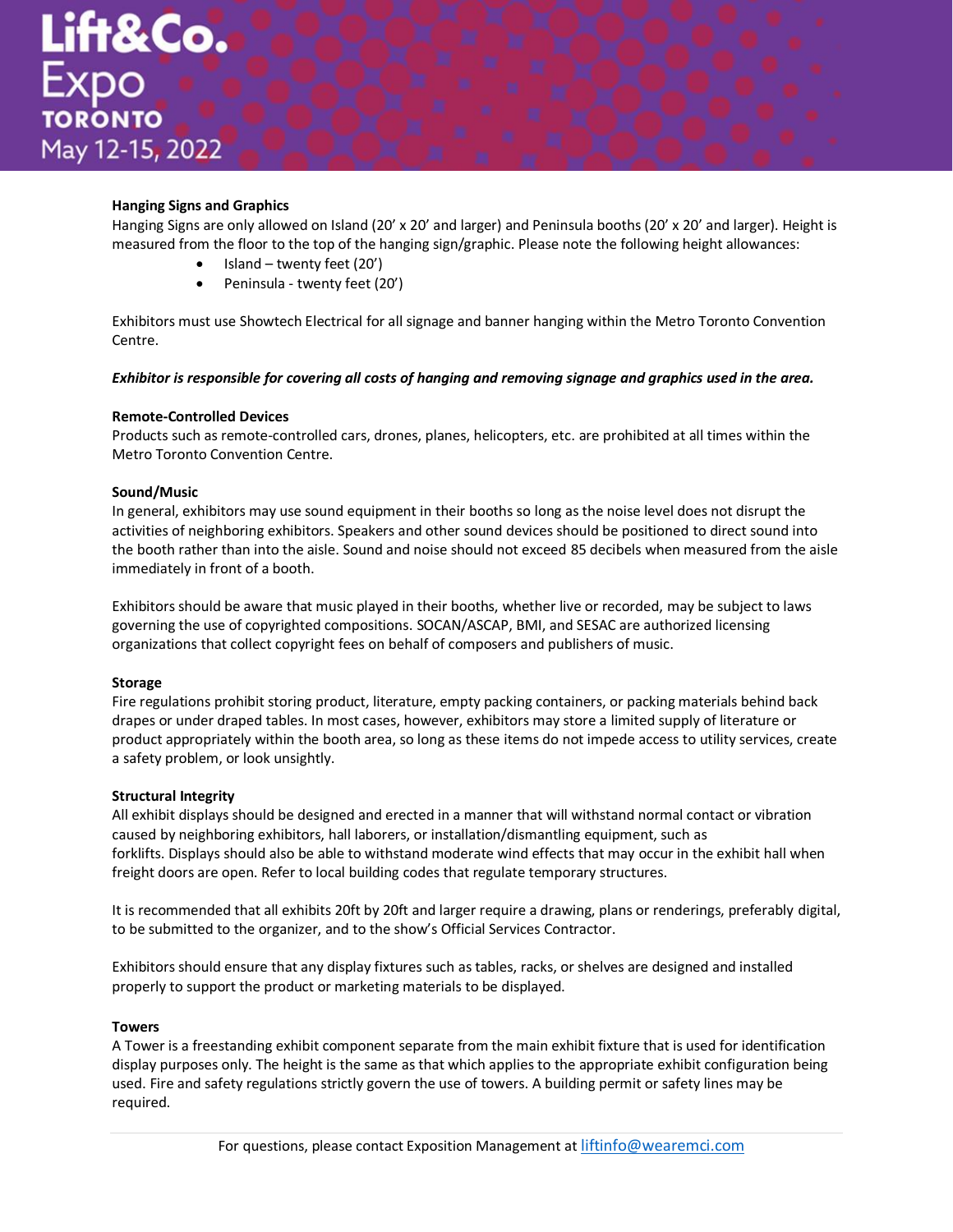**Hanging Signs and Graphics**

Hanging Signs are only allowed on Island (20' x 20' and larger) and Peninsula booths (20' x 20' and larger). Height is measured from the floor to the top of the hanging sign/graphic. Please note the following height allowances:

- Island – twenty feet (20')
- Peninsula - twenty feet (20')

Exhibitors must use Showtech Electrical for all signage and banner hanging within the Metro Toronto Convention Centre.

***Exhibitor is responsible for covering all costs of hanging and removing signage and graphics used in the area.***

**Remote-Controlled Devices**

Products such as remote-controlled cars, drones, planes, helicopters, etc. are prohibited at all times within the Metro Toronto Convention Centre.

**Sound/Music**

In general, exhibitors may use sound equipment in their booths so long as the noise level does not disrupt the activities of neighboring exhibitors. Speakers and other sound devices should be positioned to direct sound into the booth rather than into the aisle. Sound and noise should not exceed 85 decibels when measured from the aisle immediately in front of a booth.

Exhibitors should be aware that music played in their booths, whether live or recorded, may be subject to laws governing the use of copyrighted compositions. SOCAN/ASCAP, BMI, and SESAC are authorized licensing organizations that collect copyright fees on behalf of composers and publishers of music.

**Storage**

Fire regulations prohibit storing product, literature, empty packing containers, or packing materials behind back drapes or under draped tables. In most cases, however, exhibitors may store a limited supply of literature or product appropriately within the booth area, so long as these items do not impede access to utility services, create a safety problem, or look unsightly.

**Structural Integrity**

All exhibit displays should be designed and erected in a manner that will withstand normal contact or vibration caused by neighboring exhibitors, hall laborers, or installation/dismantling equipment, such as forklifts. Displays should also be able to withstand moderate wind effects that may occur in the exhibit hall when freight doors are open. Refer to local building codes that regulate temporary structures.

It is recommended that all exhibits 20ft by 20ft and larger require a drawing, plans or renderings, preferably digital, to be submitted to the organizer, and to the show's Official Services Contractor.

Exhibitors should ensure that any display fixtures such as tables, racks, or shelves are designed and installed properly to support the product or marketing materials to be displayed.

**Towers**

A Tower is a freestanding exhibit component separate from the main exhibit fixture that is used for identification display purposes only. The height is the same as that which applies to the appropriate exhibit configuration being used. Fire and safety regulations strictly govern the use of towers. A building permit or safety lines may be required.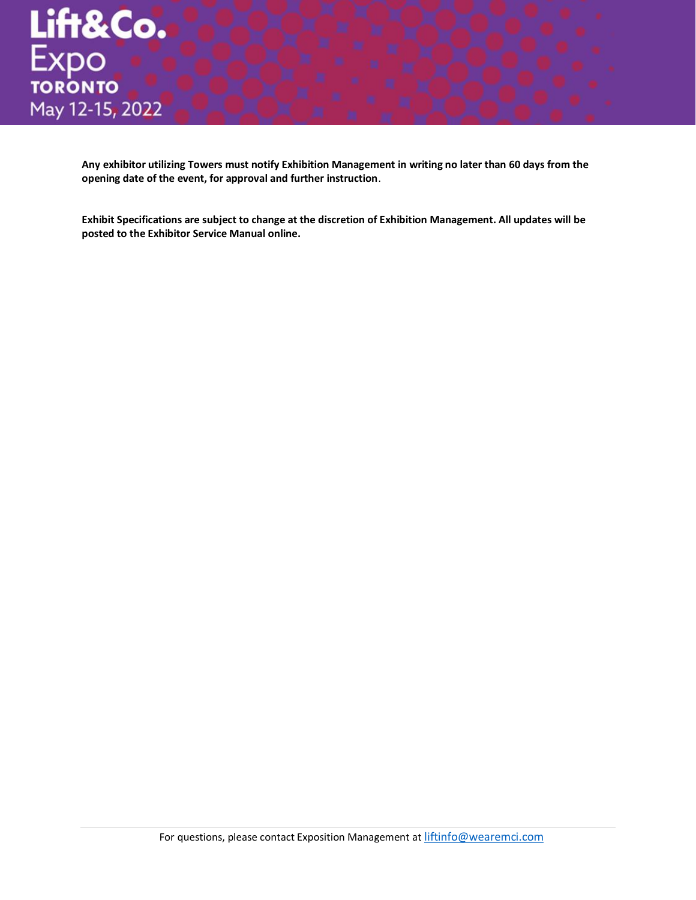**Any exhibitor utilizing Towers must notify Exhibition Management in writing no later than 60 days from the opening date of the event, for approval and further instruction**.

**Exhibit Specifications are subject to change at the discretion of Exhibition Management. All updates will be posted to the Exhibitor Service Manual online.**